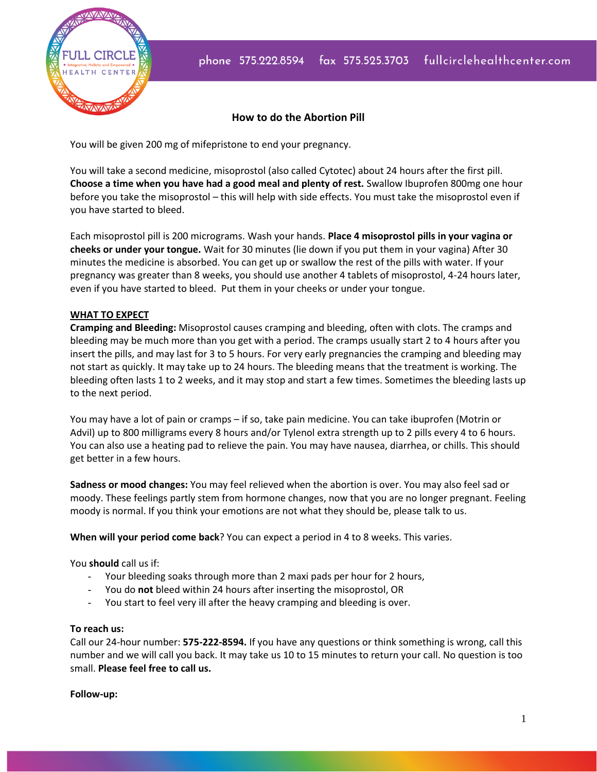FULL CIRCLE • Integrative, Holistic and Empowered • HEALTH CENTER

phone 575.222.8594 fax 575.525.3703 fullcirclehealthcenter.com

# How to do the Abortion Pill

You will be given 200 mg of mifepristone to end your pregnancy.

You will take a second medicine, misoprostol (also called Cytotec) about 24 hours after the first pill. **Choose a time when you have had a good meal and plenty of rest.** Swallow Ibuprofen 800mg one hour before you take the misoprostol – this will help with side effects. You must take the misoprostol even if you have started to bleed.

Each misoprostol pill is 200 micrograms. Wash your hands. **Place 4 misoprostol pills in your vagina or cheeks or under your tongue.** Wait for 30 minutes (lie down if you put them in your vagina) After 30 minutes the medicine is absorbed. You can get up or swallow the rest of the pills with water. If your pregnancy was greater than 8 weeks, you should use another 4 tablets of misoprostol, 4-24 hours later, even if you have started to bleed. Put them in your cheeks or under your tongue.

**<u>WHAT TO EXPECT</u>**

**Cramping and Bleeding:** Misoprostol causes cramping and bleeding, often with clots. The cramps and bleeding may be much more than you get with a period. The cramps usually start 2 to 4 hours after you insert the pills, and may last for 3 to 5 hours. For very early pregnancies the cramping and bleeding may not start as quickly. It may take up to 24 hours. The bleeding means that the treatment is working. The bleeding often lasts 1 to 2 weeks, and it may stop and start a few times. Sometimes the bleeding lasts up to the next period.

You may have a lot of pain or cramps – if so, take pain medicine. You can take ibuprofen (Motrin or Advil) up to 800 milligrams every 8 hours and/or Tylenol extra strength up to 2 pills every 4 to 6 hours. You can also use a heating pad to relieve the pain. You may have nausea, diarrhea, or chills. This should get better in a few hours.

**Sadness or mood changes:** You may feel relieved when the abortion is over. You may also feel sad or moody. These feelings partly stem from hormone changes, now that you are no longer pregnant. Feeling moody is normal. If you think your emotions are not what they should be, please talk to us.

**When will your period come back**? You can expect a period in 4 to 8 weeks. This varies.

You **should** call us if:

- Your bleeding soaks through more than 2 maxi pads per hour for 2 hours,
- You do **not** bleed within 24 hours after inserting the misoprostol, OR
- You start to feel very ill after the heavy cramping and bleeding is over.

**To reach us:**

Call our 24-hour number: **575-222-8594.** If you have any questions or think something is wrong, call this number and we will call you back. It may take us 10 to 15 minutes to return your call. No question is too small. **Please feel free to call us.**

**Follow-up:**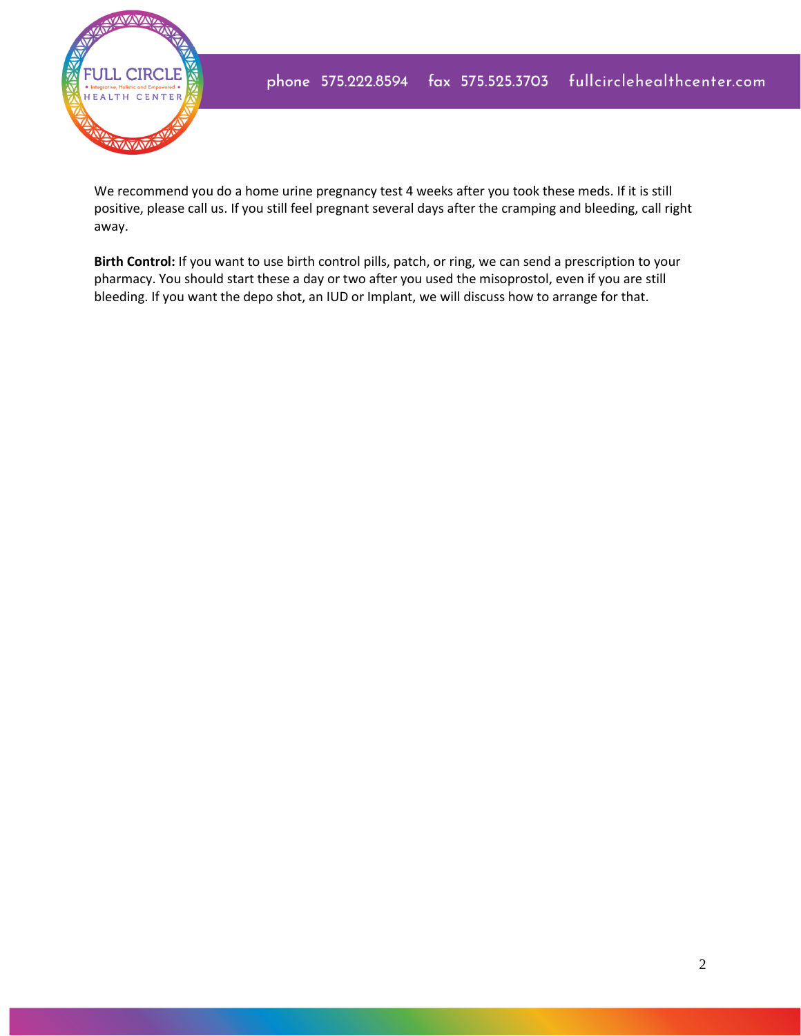We recommend you do a home urine pregnancy test 4 weeks after you took these meds. If it is still positive, please call us. If you still feel pregnant several days after the cramping and bleeding, call right away.

**Birth Control:** If you want to use birth control pills, patch, or ring, we can send a prescription to your pharmacy. You should start these a day or two after you used the misoprostol, even if you are still bleeding. If you want the depo shot, an IUD or Implant, we will discuss how to arrange for that.